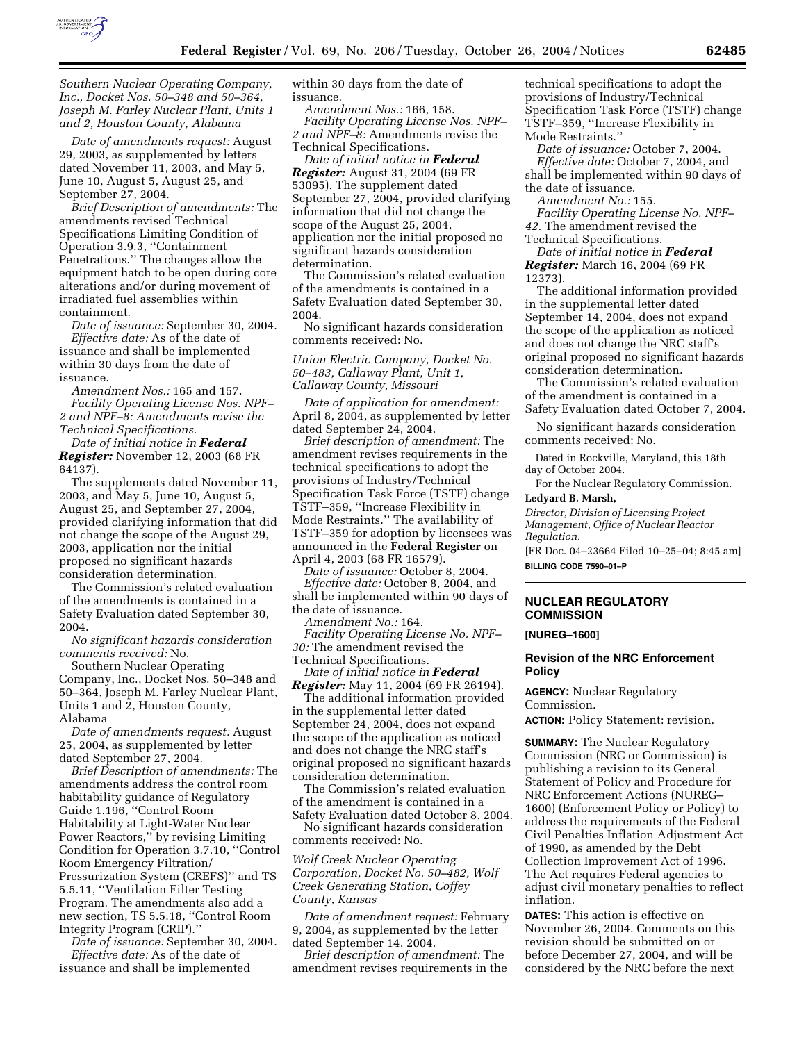*Southern Nuclear Operating Company, Inc., Docket Nos. 50–348 and 50–364, Joseph M. Farley Nuclear Plant, Units 1 and 2, Houston County, Alabama*

*Date of amendments request:* August 29, 2003, as supplemented by letters dated November 11, 2003, and May 5, June 10, August 5, August 25, and September 27, 2004.

*Brief Description of amendments:* The amendments revised Technical Specifications Limiting Condition of Operation 3.9.3, ''Containment Penetrations.'' The changes allow the equipment hatch to be open during core alterations and/or during movement of irradiated fuel assemblies within containment.

*Date of issuance:* September 30, 2004.

*Effective date:* As of the date of issuance and shall be implemented within 30 days from the date of issuance.

*Amendment Nos.:* 165 and 157.

*Facility Operating License Nos. NPF–2 and NPF–8: Amendments revise the Technical Specifications.*

*Date of initial notice in* ***Federal Register:*** November 12, 2003 (68 FR 64137).

The supplements dated November 11, 2003, and May 5, June 10, August 5, August 25, and September 27, 2004, provided clarifying information that did not change the scope of the August 29, 2003, application nor the initial proposed no significant hazards consideration determination.

The Commission's related evaluation of the amendments is contained in a Safety Evaluation dated September 30, 2004.

*No significant hazards consideration comments received:* No.

Southern Nuclear Operating Company, Inc., Docket Nos. 50–348 and 50–364, Joseph M. Farley Nuclear Plant, Units 1 and 2, Houston County, Alabama

*Date of amendments request:* August 25, 2004, as supplemented by letter dated September 27, 2004.

*Brief Description of amendments:* The amendments address the control room habitability guidance of Regulatory Guide 1.196, ''Control Room Habitability at Light-Water Nuclear Power Reactors,'' by revising Limiting Condition for Operation 3.7.10, ''Control Room Emergency Filtration/ Pressurization System (CREFS)'' and TS 5.5.11, ''Ventilation Filter Testing Program. The amendments also add a new section, TS 5.5.18, ''Control Room Integrity Program (CRIP).''

*Date of issuance:* September 30, 2004.

*Effective date:* As of the date of issuance and shall be implemented within 30 days from the date of issuance.

*Amendment Nos.:* 166, 158.

*Facility Operating License Nos. NPF–2 and NPF–8:* Amendments revise the Technical Specifications.

*Date of initial notice in* ***Federal Register:*** August 31, 2004 (69 FR 53095). The supplement dated September 27, 2004, provided clarifying information that did not change the scope of the August 25, 2004, application nor the initial proposed no significant hazards consideration determination.

The Commission's related evaluation of the amendments is contained in a Safety Evaluation dated September 30, 2004.

No significant hazards consideration comments received: No.

*Union Electric Company, Docket No. 50–483, Callaway Plant, Unit 1, Callaway County, Missouri*

*Date of application for amendment:* April 8, 2004, as supplemented by letter dated September 24, 2004.

*Brief description of amendment:* The amendment revises requirements in the technical specifications to adopt the provisions of Industry/Technical Specification Task Force (TSTF) change TSTF–359, ''Increase Flexibility in Mode Restraints.'' The availability of TSTF–359 for adoption by licensees was announced in the **Federal Register** on April 4, 2003 (68 FR 16579).

*Date of issuance:* October 8, 2004.

*Effective date:* October 8, 2004, and shall be implemented within 90 days of the date of issuance.

*Amendment No.:* 164.

*Facility Operating License No. NPF–30:* The amendment revised the Technical Specifications.

*Date of initial notice in* ***Federal Register:*** May 11, 2004 (69 FR 26194).

The additional information provided in the supplemental letter dated September 24, 2004, does not expand the scope of the application as noticed and does not change the NRC staff's original proposed no significant hazards consideration determination.

The Commission's related evaluation of the amendment is contained in a Safety Evaluation dated October 8, 2004.

No significant hazards consideration comments received: No.

*Wolf Creek Nuclear Operating Corporation, Docket No. 50–482, Wolf Creek Generating Station, Coffey County, Kansas*

*Date of amendment request:* February 9, 2004, as supplemented by the letter dated September 14, 2004.

*Brief description of amendment:* The amendment revises requirements in the technical specifications to adopt the provisions of Industry/Technical Specification Task Force (TSTF) change TSTF–359, ''Increase Flexibility in Mode Restraints.''

*Date of issuance:* October 7, 2004.

*Effective date:* October 7, 2004, and shall be implemented within 90 days of the date of issuance.

*Amendment No.:* 155.

*Facility Operating License No. NPF–42.* The amendment revised the Technical Specifications.

*Date of initial notice in* ***Federal Register:*** March 16, 2004 (69 FR 12373).

The additional information provided in the supplemental letter dated September 14, 2004, does not expand the scope of the application as noticed and does not change the NRC staff's original proposed no significant hazards consideration determination.

The Commission's related evaluation of the amendment is contained in a Safety Evaluation dated October 7, 2004.

No significant hazards consideration comments received: No.

Dated in Rockville, Maryland, this 18th day of October 2004.

For the Nuclear Regulatory Commission.

**Ledyard B. Marsh,**

*Director, Division of Licensing Project Management, Office of Nuclear Reactor Regulation.*

[FR Doc. 04–23664 Filed 10–25–04; 8:45 am]

**BILLING CODE 7590–01–P**

## NUCLEAR REGULATORY COMMISSION

**[NUREG–1600]**

### Revision of the NRC Enforcement Policy

**AGENCY:** Nuclear Regulatory Commission.

**ACTION:** Policy Statement: revision.

**SUMMARY:** The Nuclear Regulatory Commission (NRC or Commission) is publishing a revision to its General Statement of Policy and Procedure for NRC Enforcement Actions (NUREG–1600) (Enforcement Policy or Policy) to address the requirements of the Federal Civil Penalties Inflation Adjustment Act of 1990, as amended by the Debt Collection Improvement Act of 1996. The Act requires Federal agencies to adjust civil monetary penalties to reflect inflation.

**DATES:** This action is effective on November 26, 2004. Comments on this revision should be submitted on or before December 27, 2004, and will be considered by the NRC before the next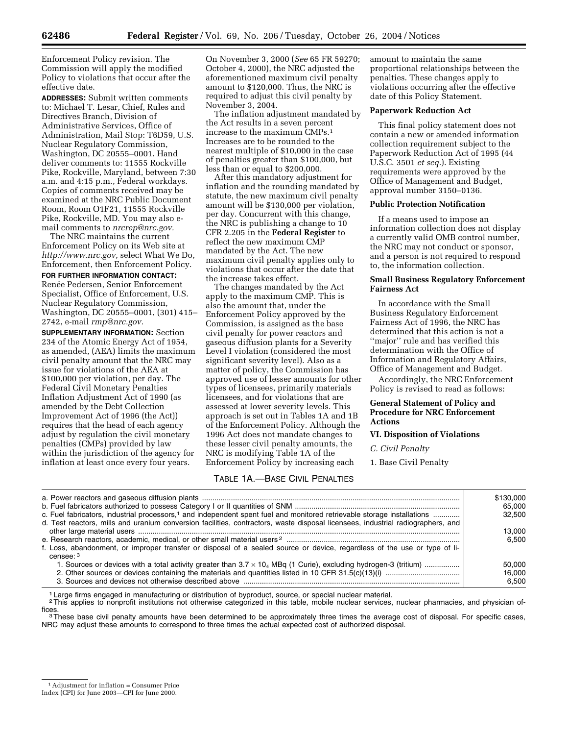Enforcement Policy revision. The Commission will apply the modified Policy to violations that occur after the effective date.

**ADDRESSES:** Submit written comments to: Michael T. Lesar, Chief, Rules and Directives Branch, Division of Administrative Services, Office of Administration, Mail Stop: T6D59, U.S. Nuclear Regulatory Commission, Washington, DC 20555–0001. Hand deliver comments to: 11555 Rockville Pike, Rockville, Maryland, between 7:30 a.m. and 4:15 p.m., Federal workdays. Copies of comments received may be examined at the NRC Public Document Room, Room O1F21, 11555 Rockville Pike, Rockville, MD. You may also e-mail comments to *nrcrep@nrc.gov.*

The NRC maintains the current Enforcement Policy on its Web site at *http://www.nrc.gov,* select What We Do, Enforcement, then Enforcement Policy.

**FOR FURTHER INFORMATION CONTACT:** Renée Pedersen, Senior Enforcement Specialist, Office of Enforcement, U.S. Nuclear Regulatory Commission, Washington, DC 20555–0001, (301) 415–2742, e-mail *rmp@nrc.gov.*

**SUPPLEMENTARY INFORMATION:** Section 234 of the Atomic Energy Act of 1954, as amended, (AEA) limits the maximum civil penalty amount that the NRC may issue for violations of the AEA at $100,000 per violation, per day. The Federal Civil Monetary Penalties Inflation Adjustment Act of 1990 (as amended by the Debt Collection Improvement Act of 1996 (the Act)) requires that the head of each agency adjust by regulation the civil monetary penalties (CMPs) provided by law within the jurisdiction of the agency for inflation at least once every four years.

On November 3, 2000 (*See* 65 FR 59270; October 4, 2000), the NRC adjusted the aforementioned maximum civil penalty amount to $120,000. Thus, the NRC is required to adjust this civil penalty by November 3, 2004.

The inflation adjustment mandated by the Act results in a seven percent increase to the maximum CMPs.[1] Increases are to be rounded to the nearest multiple of $10,000 in the case of penalties greater than $100,000, but less than or equal to $200,000.

After this mandatory adjustment for inflation and the rounding mandated by statute, the new maximum civil penalty amount will be $130,000 per violation, per day. Concurrent with this change, the NRC is publishing a change to 10 CFR 2.205 in the **Federal Register** to reflect the new maximum CMP mandated by the Act. The new maximum civil penalty applies only to violations that occur after the date that the increase takes effect.

The changes mandated by the Act apply to the maximum CMP. This is also the amount that, under the Enforcement Policy approved by the Commission, is assigned as the base civil penalty for power reactors and gaseous diffusion plants for a Severity Level I violation (considered the most significant severity level). Also as a matter of policy, the Commission has approved use of lesser amounts for other types of licensees, primarily materials licensees, and for violations that are assessed at lower severity levels. This approach is set out in Tables 1A and 1B of the Enforcement Policy. Although the 1996 Act does not mandate changes to these lesser civil penalty amounts, the NRC is modifying Table 1A of the Enforcement Policy by increasing each amount to maintain the same proportional relationships between the penalties. These changes apply to violations occurring after the effective date of this Policy Statement.

**Paperwork Reduction Act**

This final policy statement does not contain a new or amended information collection requirement subject to the Paperwork Reduction Act of 1995 (44 U.S.C. 3501 *et seq.*). Existing requirements were approved by the Office of Management and Budget, approval number 3150–0136.

**Public Protection Notification**

If a means used to impose an information collection does not display a currently valid OMB control number, the NRC may not conduct or sponsor, and a person is not required to respond to, the information collection.

**Small Business Regulatory Enforcement Fairness Act**

In accordance with the Small Business Regulatory Enforcement Fairness Act of 1996, the NRC has determined that this action is not a "major" rule and has verified this determination with the Office of Information and Regulatory Affairs, Office of Management and Budget.

Accordingly, the NRC Enforcement Policy is revised to read as follows:

**General Statement of Policy and Procedure for NRC Enforcement Actions**

**VI. Disposition of Violations**

*C. Civil Penalty*

1. Base Civil Penalty

TABLE 1A.—BASE CIVIL PENALTIES

| | |
|---|---|
| a. Power reactors and gaseous diffusion plants | $130,000 |
| b. Fuel fabricators authorized to possess Category I or II quantities of SNM | 65,000 |
| c. Fuel fabricators, industrial processors,[1] and independent spent fuel and monitored retrievable storage installations | 32,500 |
| d. Test reactors, mills and uranium conversion facilities, contractors, waste disposal licensees, industrial radiographers, and other large material users | 13,000 |
| e. Research reactors, academic, medical, or other small material users[2] | 6,500 |
| f. Loss, abandonment, or improper transfer or disposal of a sealed source or device, regardless of the use or type of licensee:[3] | |
| 1. Sources or devices with a total activity greater than $3.7 \times 10_4$ MBq (1 Curie), excluding hydrogen-3 (tritium) | 50,000 |
| 2. Other sources or devices containing the materials and quantities listed in 10 CFR 31.5(c)(13)(i) | 16,000 |
| 3. Sources and devices not otherwise described above | 6,500 |

[1] Large firms engaged in manufacturing or distribution of byproduct, source, or special nuclear material.

[2] This applies to nonprofit institutions not otherwise categorized in this table, mobile nuclear services, nuclear pharmacies, and physician offices.

[3] These base civil penalty amounts have been determined to be approximately three times the average cost of disposal. For specific cases, NRC may adjust these amounts to correspond to three times the actual expected cost of authorized disposal.

---

[1] Adjustment for inflation = Consumer Price Index (CPI) for June 2003—CPI for June 2000.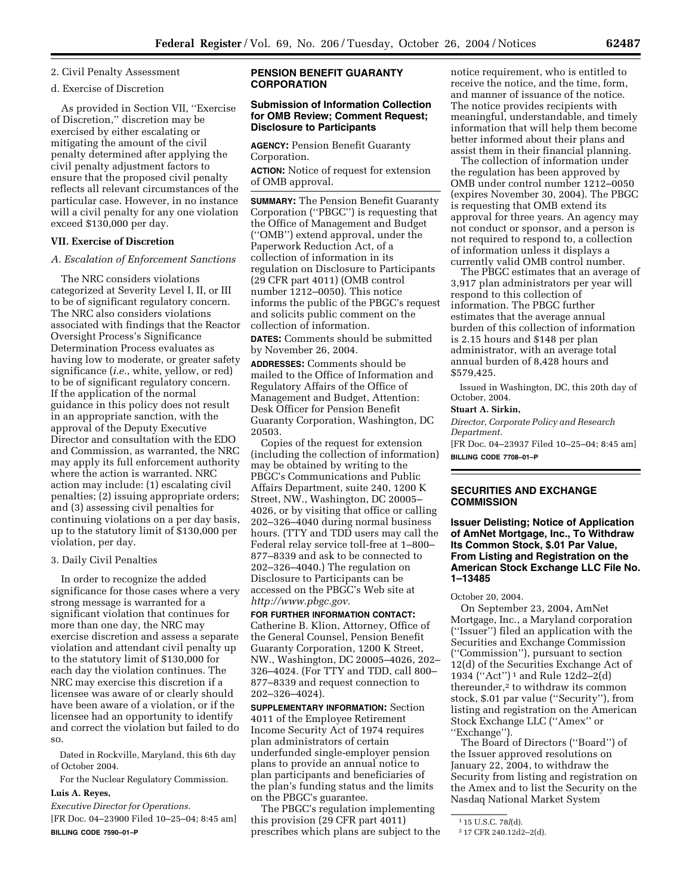2. Civil Penalty Assessment

d. Exercise of Discretion

As provided in Section VII, ''Exercise of Discretion,'' discretion may be exercised by either escalating or mitigating the amount of the civil penalty determined after applying the civil penalty adjustment factors to ensure that the proposed civil penalty reflects all relevant circumstances of the particular case. However, in no instance will a civil penalty for any one violation exceed $130,000 per day.

**VII. Exercise of Discretion**

*A. Escalation of Enforcement Sanctions*

The NRC considers violations categorized at Severity Level I, II, or III to be of significant regulatory concern. The NRC also considers violations associated with findings that the Reactor Oversight Process's Significance Determination Process evaluates as having low to moderate, or greater safety significance (*i.e.*, white, yellow, or red) to be of significant regulatory concern. If the application of the normal guidance in this policy does not result in an appropriate sanction, with the approval of the Deputy Executive Director and consultation with the EDO and Commission, as warranted, the NRC may apply its full enforcement authority where the action is warranted. NRC action may include: (1) escalating civil penalties; (2) issuing appropriate orders; and (3) assessing civil penalties for continuing violations on a per day basis, up to the statutory limit of $130,000 per violation, per day.

3. Daily Civil Penalties

In order to recognize the added significance for those cases where a very strong message is warranted for a significant violation that continues for more than one day, the NRC may exercise discretion and assess a separate violation and attendant civil penalty up to the statutory limit of $130,000 for each day the violation continues. The NRC may exercise this discretion if a licensee was aware of or clearly should have been aware of a violation, or if the licensee had an opportunity to identify and correct the violation but failed to do so.

Dated in Rockville, Maryland, this 6th day of October 2004.

For the Nuclear Regulatory Commission.

**Luis A. Reyes,**

*Executive Director for Operations.*

[FR Doc. 04–23900 Filed 10–25–04; 8:45 am]

**BILLING CODE 7590–01–P**

## PENSION BENEFIT GUARANTY CORPORATION

### Submission of Information Collection for OMB Review; Comment Request; Disclosure to Participants

**AGENCY:** Pension Benefit Guaranty Corporation.

**ACTION:** Notice of request for extension of OMB approval.

**SUMMARY:** The Pension Benefit Guaranty Corporation (''PBGC'') is requesting that the Office of Management and Budget (''OMB'') extend approval, under the Paperwork Reduction Act, of a collection of information in its regulation on Disclosure to Participants (29 CFR part 4011) (OMB control number 1212–0050). This notice informs the public of the PBGC's request and solicits public comment on the collection of information.

**DATES:** Comments should be submitted by November 26, 2004.

**ADDRESSES:** Comments should be mailed to the Office of Information and Regulatory Affairs of the Office of Management and Budget, Attention: Desk Officer for Pension Benefit Guaranty Corporation, Washington, DC 20503.

Copies of the request for extension (including the collection of information) may be obtained by writing to the PBGC's Communications and Public Affairs Department, suite 240, 1200 K Street, NW., Washington, DC 20005–4026, or by visiting that office or calling 202–326–4040 during normal business hours. (TTY and TDD users may call the Federal relay service toll-free at 1–800–877–8339 and ask to be connected to 202–326–4040.) The regulation on Disclosure to Participants can be accessed on the PBGC's Web site at *http://www.pbgc.gov.*

**FOR FURTHER INFORMATION CONTACT:** Catherine B. Klion, Attorney, Office of the General Counsel, Pension Benefit Guaranty Corporation, 1200 K Street, NW., Washington, DC 20005–4026, 202–326–4024. (For TTY and TDD, call 800–877–8339 and request connection to 202–326–4024).

**SUPPLEMENTARY INFORMATION:** Section 4011 of the Employee Retirement Income Security Act of 1974 requires plan administrators of certain underfunded single-employer pension plans to provide an annual notice to plan participants and beneficiaries of the plan's funding status and the limits on the PBGC's guarantee.

The PBGC's regulation implementing this provision (29 CFR part 4011) prescribes which plans are subject to the notice requirement, who is entitled to receive the notice, and the time, form, and manner of issuance of the notice. The notice provides recipients with meaningful, understandable, and timely information that will help them become better informed about their plans and assist them in their financial planning.

The collection of information under the regulation has been approved by OMB under control number 1212–0050 (expires November 30, 2004). The PBGC is requesting that OMB extend its approval for three years. An agency may not conduct or sponsor, and a person is not required to respond to, a collection of information unless it displays a currently valid OMB control number.

The PBGC estimates that an average of 3,917 plan administrators per year will respond to this collection of information. The PBGC further estimates that the average annual burden of this collection of information is 2.15 hours and $148 per plan administrator, with an average total annual burden of 8,428 hours and $579,425.

Issued in Washington, DC, this 20th day of October, 2004.

**Stuart A. Sirkin,**

*Director, Corporate Policy and Research Department.*

[FR Doc. 04–23937 Filed 10–25–04; 8:45 am]

**BILLING CODE 7708–01–P**

## SECURITIES AND EXCHANGE COMMISSION

### Issuer Delisting; Notice of Application of AmNet Mortgage, Inc., To Withdraw Its Common Stock, $.01 Par Value, From Listing and Registration on the American Stock Exchange LLC File No. 1–13485

October 20, 2004.

On September 23, 2004, AmNet Mortgage, Inc., a Maryland corporation (''Issuer'') filed an application with the Securities and Exchange Commission (''Commission''), pursuant to section 12(d) of the Securities Exchange Act of 1934 (''Act'')[1] and Rule 12d2–2(d) thereunder,[2] to withdraw its common stock, $.01 par value (''Security''), from listing and registration on the American Stock Exchange LLC (''Amex'' or ''Exchange'').

The Board of Directors (''Board'') of the Issuer approved resolutions on January 22, 2004, to withdraw the Security from listing and registration on the Amex and to list the Security on the Nasdaq National Market System

[1] 15 U.S.C. 78*l*(d).

[2] 17 CFR 240.12d2–2(d).